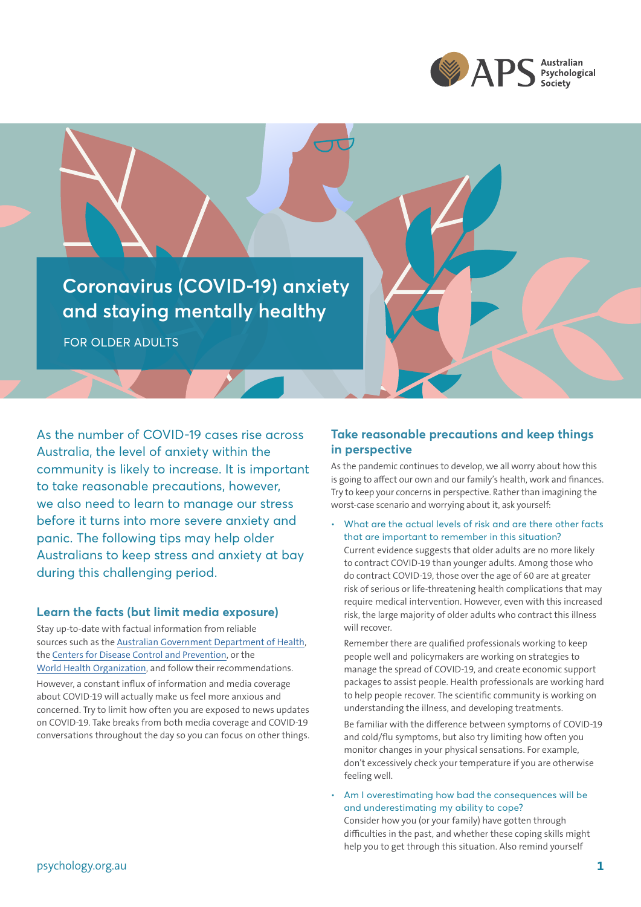# Coronavirus (COVID-19) anxiety and staying mentally healthy

FOR OLDER ADULTS

As the number of COVID-19 cases rise across Australia, the level of anxiety within the community is likely to increase. It is important to take reasonable precautions, however, we also need to learn to manage our stress before it turns into more severe anxiety and panic. The following tips may help older Australians to keep stress and anxiety at bay during this challenging period.

## Learn the facts (but limit media exposure)

Stay up-to-date with factual information from reliable sources such as the Australian Government Department of Health, the Centers for Disease Control and Prevention, or the World Health Organization, and follow their recommendations.

However, a constant influx of information and media coverage about COVID-19 will actually make us feel more anxious and concerned. Try to limit how often you are exposed to news updates on COVID-19. Take breaks from both media coverage and COVID-19 conversations throughout the day so you can focus on other things.

## Take reasonable precautions and keep things in perspective

As the pandemic continues to develop, we all worry about how this is going to affect our own and our family's health, work and finances. Try to keep your concerns in perspective. Rather than imagining the worst-case scenario and worrying about it, ask yourself:

- What are the actual levels of risk and are there other facts that are important to remember in this situation?
  Current evidence suggests that older adults are no more likely to contract COVID-19 than younger adults. Among those who do contract COVID-19, those over the age of 60 are at greater risk of serious or life-threatening health complications that may require medical intervention. However, even with this increased risk, the large majority of older adults who contract this illness will recover.

  Remember there are qualified professionals working to keep people well and policymakers are working on strategies to manage the spread of COVID-19, and create economic support packages to assist people. Health professionals are working hard to help people recover. The scientific community is working on understanding the illness, and developing treatments.

  Be familiar with the difference between symptoms of COVID-19 and cold/flu symptoms, but also try limiting how often you monitor changes in your physical sensations. For example, don't excessively check your temperature if you are otherwise feeling well.

- Am I overestimating how bad the consequences will be and underestimating my ability to cope?
  Consider how you (or your family) have gotten through difficulties in the past, and whether these coping skills might help you to get through this situation. Also remind yourself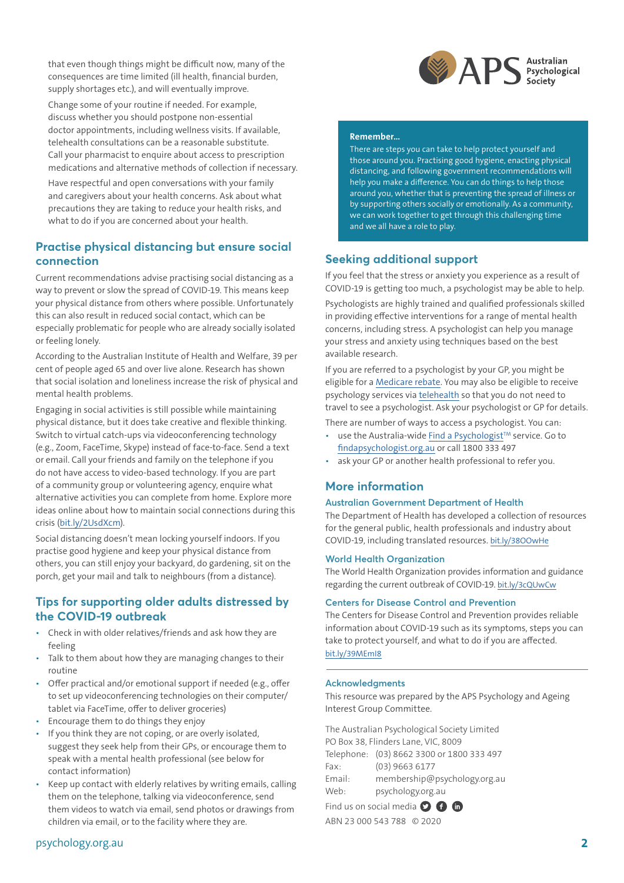that even though things might be difficult now, many of the consequences are time limited (ill health, financial burden, supply shortages etc.), and will eventually improve.

Change some of your routine if needed. For example, discuss whether you should postpone non-essential doctor appointments, including wellness visits. If available, telehealth consultations can be a reasonable substitute. Call your pharmacist to enquire about access to prescription medications and alternative methods of collection if necessary.

Have respectful and open conversations with your family and caregivers about your health concerns. Ask about what precautions they are taking to reduce your health risks, and what to do if you are concerned about your health.

## Practise physical distancing but ensure social connection

Current recommendations advise practising social distancing as a way to prevent or slow the spread of COVID-19. This means keep your physical distance from others where possible. Unfortunately this can also result in reduced social contact, which can be especially problematic for people who are already socially isolated or feeling lonely.

According to the Australian Institute of Health and Welfare, 39 per cent of people aged 65 and over live alone. Research has shown that social isolation and loneliness increase the risk of physical and mental health problems.

Engaging in social activities is still possible while maintaining physical distance, but it does take creative and flexible thinking. Switch to virtual catch-ups via videoconferencing technology (e.g., Zoom, FaceTime, Skype) instead of face-to-face. Send a text or email. Call your friends and family on the telephone if you do not have access to video-based technology. If you are part of a community group or volunteering agency, enquire what alternative activities you can complete from home. Explore more ideas online about how to maintain social connections during this crisis (bit.ly/2UsdXcm).

Social distancing doesn't mean locking yourself indoors. If you practise good hygiene and keep your physical distance from others, you can still enjoy your backyard, do gardening, sit on the porch, get your mail and talk to neighbours (from a distance).

## Tips for supporting older adults distressed by the COVID-19 outbreak

- Check in with older relatives/friends and ask how they are feeling
- Talk to them about how they are managing changes to their routine
- Offer practical and/or emotional support if needed (e.g., offer to set up videoconferencing technologies on their computer/tablet via FaceTime, offer to deliver groceries)
- Encourage them to do things they enjoy
- If you think they are not coping, or are overly isolated, suggest they seek help from their GPs, or encourage them to speak with a mental health professional (see below for contact information)
- Keep up contact with elderly relatives by writing emails, calling them on the telephone, talking via videoconference, send them videos to watch via email, send photos or drawings from children via email, or to the facility where they are.

**Remember...**

There are steps you can take to help protect yourself and those around you. Practising good hygiene, enacting physical distancing, and following government recommendations will help you make a difference. You can do things to help those around you, whether that is preventing the spread of illness or by supporting others socially or emotionally. As a community, we can work together to get through this challenging time and we all have a role to play.

## Seeking additional support

If you feel that the stress or anxiety you experience as a result of COVID-19 is getting too much, a psychologist may be able to help.

Psychologists are highly trained and qualified professionals skilled in providing effective interventions for a range of mental health concerns, including stress. A psychologist can help you manage your stress and anxiety using techniques based on the best available research.

If you are referred to a psychologist by your GP, you might be eligible for a Medicare rebate. You may also be eligible to receive psychology services via telehealth so that you do not need to travel to see a psychologist. Ask your psychologist or GP for details.

There are number of ways to access a psychologist. You can:

- use the Australia-wide Find a Psychologist™ service. Go to findapsychologist.org.au or call 1800 333 497
- ask your GP or another health professional to refer you.

## More information

### Australian Government Department of Health

The Department of Health has developed a collection of resources for the general public, health professionals and industry about COVID-19, including translated resources. bit.ly/38OOwHe

### World Health Organization

The World Health Organization provides information and guidance regarding the current outbreak of COVID-19. bit.ly/3cQUwCw

### Centers for Disease Control and Prevention

The Centers for Disease Control and Prevention provides reliable information about COVID-19 such as its symptoms, steps you can take to protect yourself, and what to do if you are affected. bit.ly/39MEmI8

### Acknowledgments

This resource was prepared by the APS Psychology and Ageing Interest Group Committee.

The Australian Psychological Society Limited
PO Box 38, Flinders Lane, VIC, 8009
Telephone: (03) 8662 3300 or 1800 333 497
Fax: (03) 9663 6177
Email: membership@psychology.org.au
Web: psychology.org.au

Find us on social media

ABN 23 000 543 788 © 2020